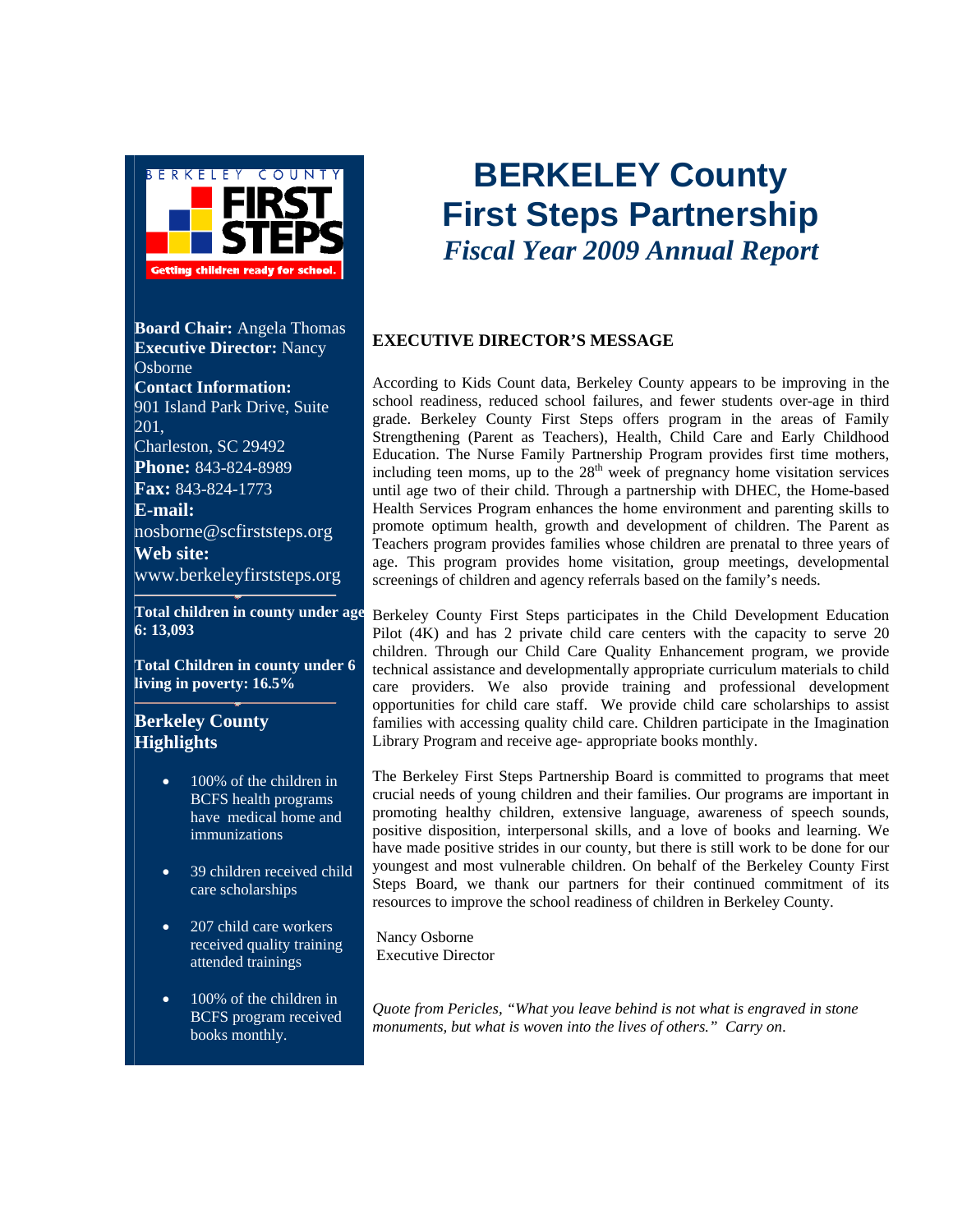# BERKELEY County First Steps Partnership

## *Fiscal Year 2009 Annual Report*

**Board Chair:** Angela Thomas
**Executive Director:** Nancy Osborne
**Contact Information:**
901 Island Park Drive, Suite 201,
Charleston, SC 29492
**Phone:** 843-824-8989
**Fax:** 843-824-1773
**E-mail:**
nosborne@scfirststeps.org
**Web site:**
www.berkeleyfirststeps.org

**Total children in county under age 6: 13,093**

**Total Children in county under 6 living in poverty: 16.5%**

### Berkeley County Highlights

- 100% of the children in BCFS health programs have medical home and immunizations
- 39 children received child care scholarships
- 207 child care workers received quality training attended trainings
- 100% of the children in BCFS program received books monthly.

### EXECUTIVE DIRECTOR'S MESSAGE

According to Kids Count data, Berkeley County appears to be improving in the school readiness, reduced school failures, and fewer students over-age in third grade. Berkeley County First Steps offers program in the areas of Family Strengthening (Parent as Teachers), Health, Child Care and Early Childhood Education. The Nurse Family Partnership Program provides first time mothers, including teen moms, up to the 28th week of pregnancy home visitation services until age two of their child. Through a partnership with DHEC, the Home-based Health Services Program enhances the home environment and parenting skills to promote optimum health, growth and development of children. The Parent as Teachers program provides families whose children are prenatal to three years of age. This program provides home visitation, group meetings, developmental screenings of children and agency referrals based on the family's needs.

Berkeley County First Steps participates in the Child Development Education Pilot (4K) and has 2 private child care centers with the capacity to serve 20 children. Through our Child Care Quality Enhancement program, we provide technical assistance and developmentally appropriate curriculum materials to child care providers. We also provide training and professional development opportunities for child care staff. We provide child care scholarships to assist families with accessing quality child care. Children participate in the Imagination Library Program and receive age- appropriate books monthly.

The Berkeley First Steps Partnership Board is committed to programs that meet crucial needs of young children and their families. Our programs are important in promoting healthy children, extensive language, awareness of speech sounds, positive disposition, interpersonal skills, and a love of books and learning. We have made positive strides in our county, but there is still work to be done for our youngest and most vulnerable children. On behalf of the Berkeley County First Steps Board, we thank our partners for their continued commitment of its resources to improve the school readiness of children in Berkeley County.

Nancy Osborne
Executive Director

*Quote from Pericles, "What you leave behind is not what is engraved in stone monuments, but what is woven into the lives of others." Carry on.*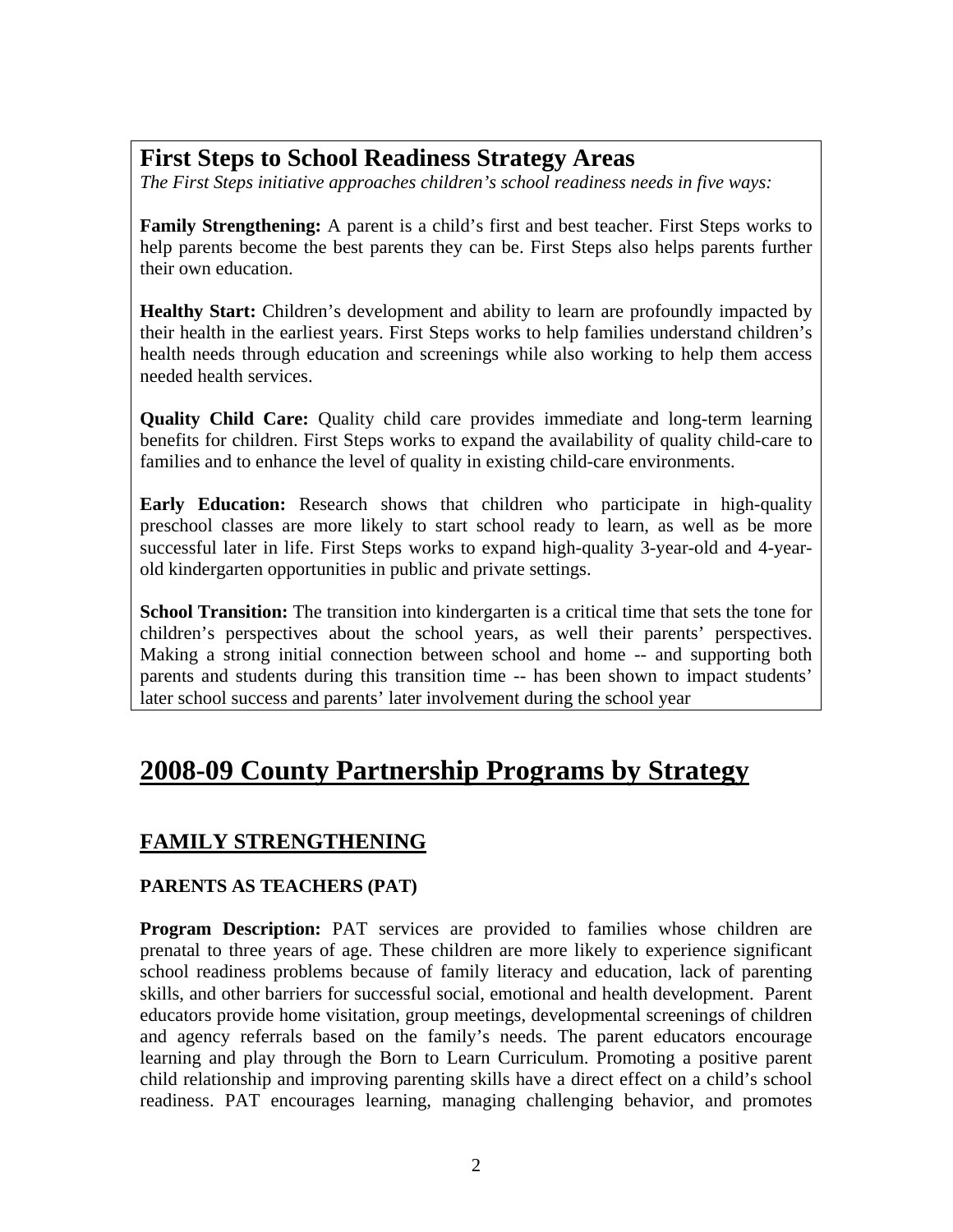## First Steps to School Readiness Strategy Areas

*The First Steps initiative approaches children's school readiness needs in five ways:*

**Family Strengthening:** A parent is a child's first and best teacher. First Steps works to help parents become the best parents they can be. First Steps also helps parents further their own education.

**Healthy Start:** Children's development and ability to learn are profoundly impacted by their health in the earliest years. First Steps works to help families understand children's health needs through education and screenings while also working to help them access needed health services.

**Quality Child Care:** Quality child care provides immediate and long-term learning benefits for children. First Steps works to expand the availability of quality child-care to families and to enhance the level of quality in existing child-care environments.

**Early Education:** Research shows that children who participate in high-quality preschool classes are more likely to start school ready to learn, as well as be more successful later in life. First Steps works to expand high-quality 3-year-old and 4-year-old kindergarten opportunities in public and private settings.

**School Transition:** The transition into kindergarten is a critical time that sets the tone for children's perspectives about the school years, as well their parents' perspectives. Making a strong initial connection between school and home -- and supporting both parents and students during this transition time -- has been shown to impact students' later school success and parents' later involvement during the school year

# 2008-09 County Partnership Programs by Strategy

## FAMILY STRENGTHENING

### PARENTS AS TEACHERS (PAT)

**Program Description:** PAT services are provided to families whose children are prenatal to three years of age. These children are more likely to experience significant school readiness problems because of family literacy and education, lack of parenting skills, and other barriers for successful social, emotional and health development. Parent educators provide home visitation, group meetings, developmental screenings of children and agency referrals based on the family's needs. The parent educators encourage learning and play through the Born to Learn Curriculum. Promoting a positive parent child relationship and improving parenting skills have a direct effect on a child's school readiness. PAT encourages learning, managing challenging behavior, and promotes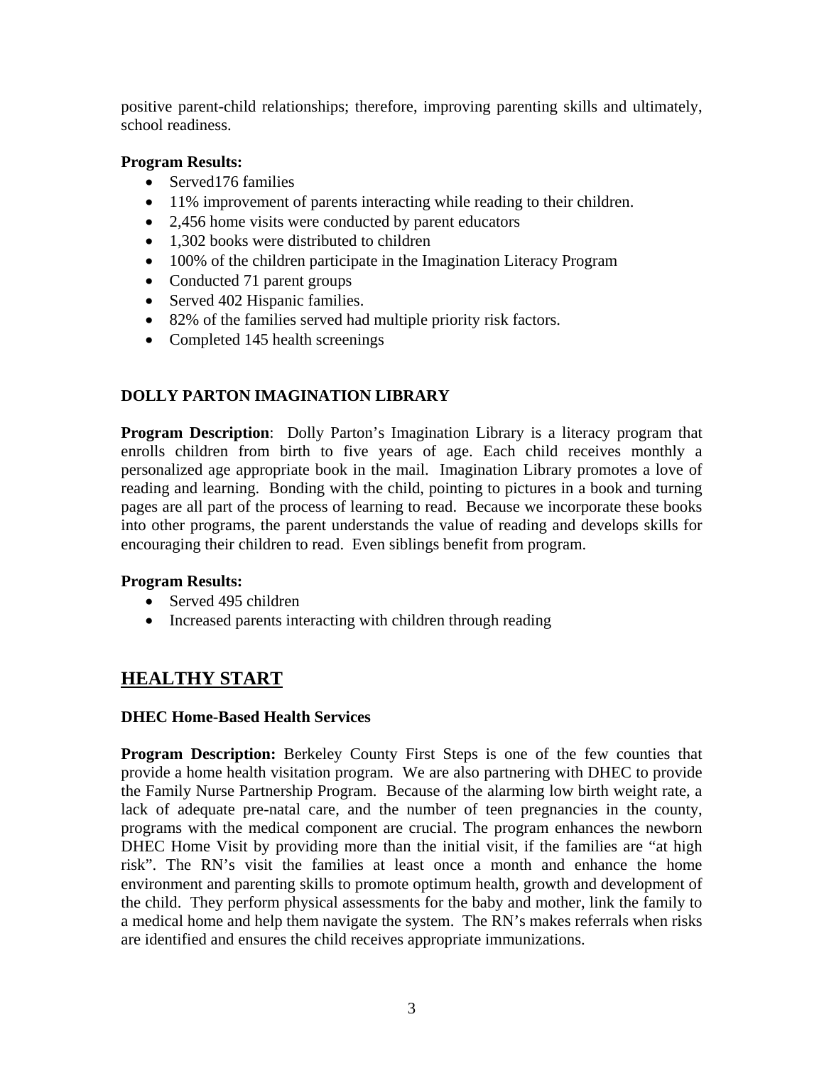positive parent-child relationships; therefore, improving parenting skills and ultimately, school readiness.

**Program Results:**

- Served176 families
- 11% improvement of parents interacting while reading to their children.
- 2,456 home visits were conducted by parent educators
- 1,302 books were distributed to children
- 100% of the children participate in the Imagination Literacy Program
- Conducted 71 parent groups
- Served 402 Hispanic families.
- 82% of the families served had multiple priority risk factors.
- Completed 145 health screenings

### DOLLY PARTON IMAGINATION LIBRARY

**Program Description**: Dolly Parton's Imagination Library is a literacy program that enrolls children from birth to five years of age. Each child receives monthly a personalized age appropriate book in the mail. Imagination Library promotes a love of reading and learning. Bonding with the child, pointing to pictures in a book and turning pages are all part of the process of learning to read. Because we incorporate these books into other programs, the parent understands the value of reading and develops skills for encouraging their children to read. Even siblings benefit from program.

**Program Results:**

- Served 495 children
- Increased parents interacting with children through reading

## HEALTHY START

### DHEC Home-Based Health Services

**Program Description:** Berkeley County First Steps is one of the few counties that provide a home health visitation program. We are also partnering with DHEC to provide the Family Nurse Partnership Program. Because of the alarming low birth weight rate, a lack of adequate pre-natal care, and the number of teen pregnancies in the county, programs with the medical component are crucial. The program enhances the newborn DHEC Home Visit by providing more than the initial visit, if the families are "at high risk". The RN's visit the families at least once a month and enhance the home environment and parenting skills to promote optimum health, growth and development of the child. They perform physical assessments for the baby and mother, link the family to a medical home and help them navigate the system. The RN's makes referrals when risks are identified and ensures the child receives appropriate immunizations.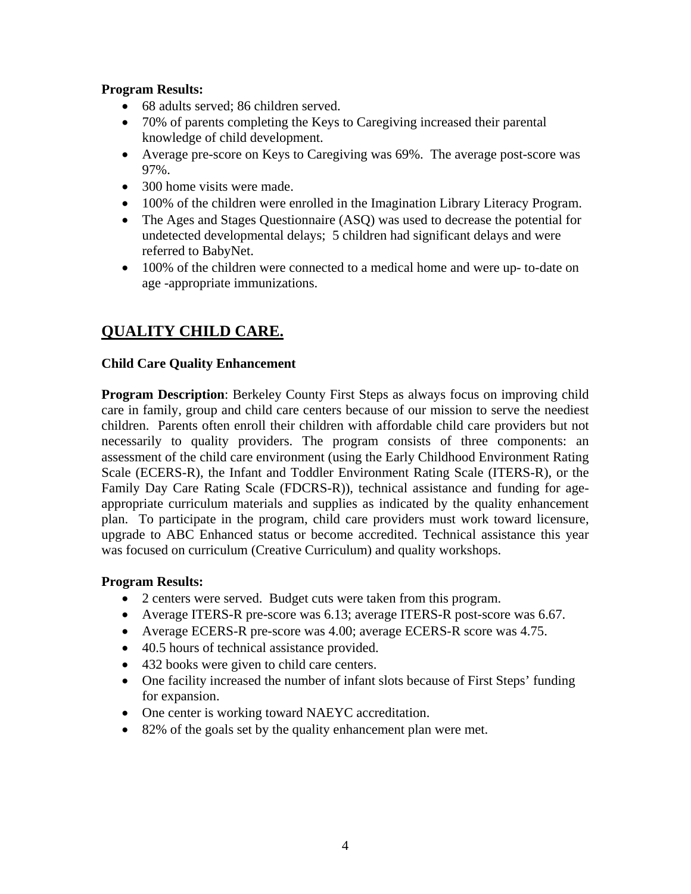**Program Results:**

- 68 adults served; 86 children served.
- 70% of parents completing the Keys to Caregiving increased their parental knowledge of child development.
- Average pre-score on Keys to Caregiving was 69%. The average post-score was 97%.
- 300 home visits were made.
- 100% of the children were enrolled in the Imagination Library Literacy Program.
- The Ages and Stages Questionnaire (ASQ) was used to decrease the potential for undetected developmental delays; 5 children had significant delays and were referred to BabyNet.
- 100% of the children were connected to a medical home and were up- to-date on age -appropriate immunizations.

## QUALITY CHILD CARE.

### Child Care Quality Enhancement

**Program Description**: Berkeley County First Steps as always focus on improving child care in family, group and child care centers because of our mission to serve the neediest children. Parents often enroll their children with affordable child care providers but not necessarily to quality providers. The program consists of three components: an assessment of the child care environment (using the Early Childhood Environment Rating Scale (ECERS-R), the Infant and Toddler Environment Rating Scale (ITERS-R), or the Family Day Care Rating Scale (FDCRS-R)), technical assistance and funding for age-appropriate curriculum materials and supplies as indicated by the quality enhancement plan. To participate in the program, child care providers must work toward licensure, upgrade to ABC Enhanced status or become accredited. Technical assistance this year was focused on curriculum (Creative Curriculum) and quality workshops.

**Program Results:**

- 2 centers were served. Budget cuts were taken from this program.
- Average ITERS-R pre-score was 6.13; average ITERS-R post-score was 6.67.
- Average ECERS-R pre-score was 4.00; average ECERS-R score was 4.75.
- 40.5 hours of technical assistance provided.
- 432 books were given to child care centers.
- One facility increased the number of infant slots because of First Steps' funding for expansion.
- One center is working toward NAEYC accreditation.
- 82% of the goals set by the quality enhancement plan were met.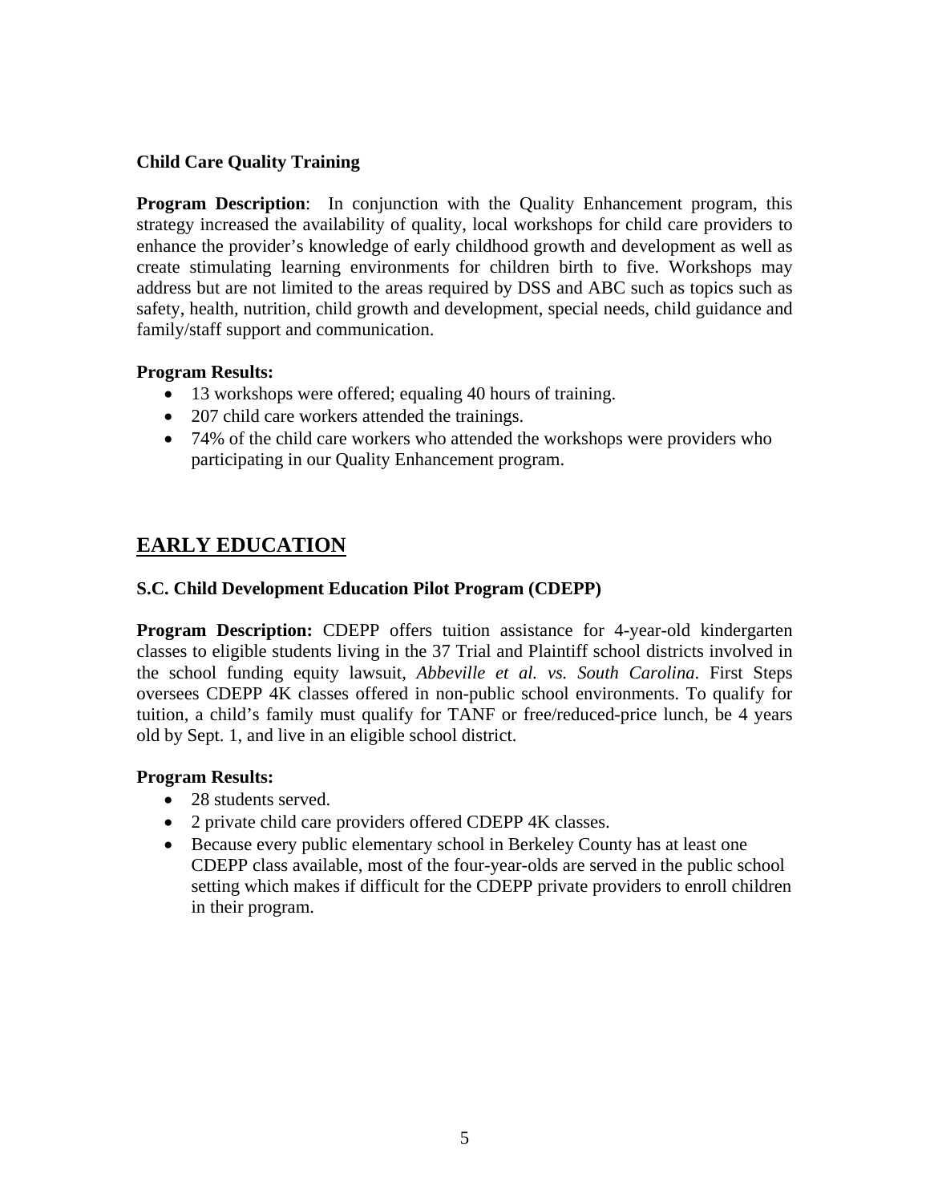### Child Care Quality Training

**Program Description**: In conjunction with the Quality Enhancement program, this strategy increased the availability of quality, local workshops for child care providers to enhance the provider's knowledge of early childhood growth and development as well as create stimulating learning environments for children birth to five. Workshops may address but are not limited to the areas required by DSS and ABC such as topics such as safety, health, nutrition, child growth and development, special needs, child guidance and family/staff support and communication.

**Program Results:**

- 13 workshops were offered; equaling 40 hours of training.
- 207 child care workers attended the trainings.
- 74% of the child care workers who attended the workshops were providers who participating in our Quality Enhancement program.

## EARLY EDUCATION

### S.C. Child Development Education Pilot Program (CDEPP)

**Program Description:** CDEPP offers tuition assistance for 4-year-old kindergarten classes to eligible students living in the 37 Trial and Plaintiff school districts involved in the school funding equity lawsuit, *Abbeville et al. vs. South Carolina*. First Steps oversees CDEPP 4K classes offered in non-public school environments. To qualify for tuition, a child's family must qualify for TANF or free/reduced-price lunch, be 4 years old by Sept. 1, and live in an eligible school district.

**Program Results:**

- 28 students served.
- 2 private child care providers offered CDEPP 4K classes.
- Because every public elementary school in Berkeley County has at least one CDEPP class available, most of the four-year-olds are served in the public school setting which makes if difficult for the CDEPP private providers to enroll children in their program.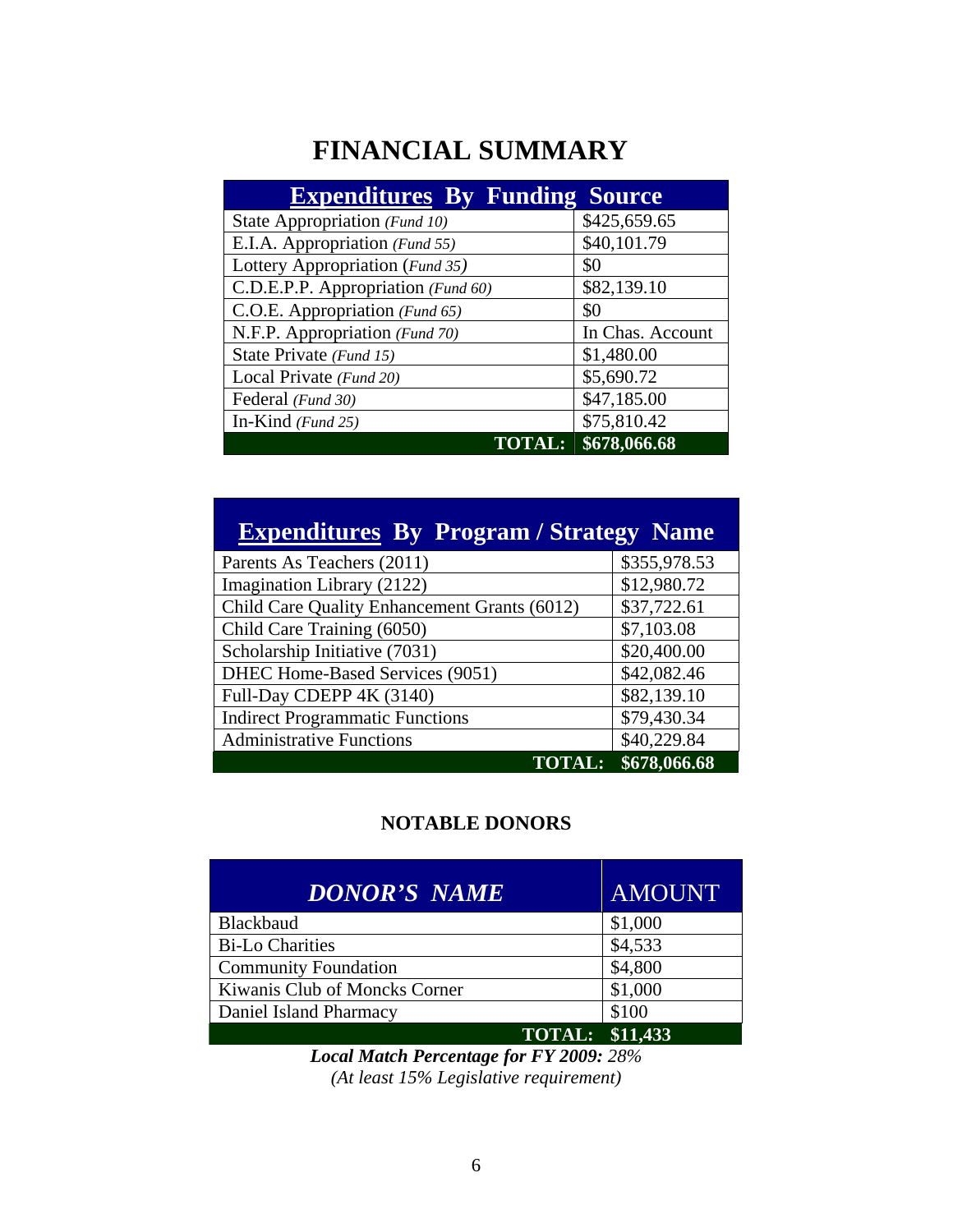# FINANCIAL SUMMARY

| Expenditures By Funding Source | |
|---|---|
| State Appropriation *(Fund 10)* | $425,659.65 |
| E.I.A. Appropriation *(Fund 55)* | $40,101.79 |
| Lottery Appropriation (*Fund 35)* | $0 |
| C.D.E.P.P. Appropriation *(Fund 60)* | $82,139.10 |
| C.O.E. Appropriation *(Fund 65)* | $0 |
| N.F.P. Appropriation *(Fund 70)* | In Chas. Account |
| State Private *(Fund 15)* | $1,480.00 |
| Local Private *(Fund 20)* | $5,690.72 |
| Federal *(Fund 30)* | $47,185.00 |
| In-Kind *(Fund 25)* | $75,810.42 |
| **TOTAL:** | **$678,066.68** |

| Expenditures By Program / Strategy Name | |
|---|---|
| Parents As Teachers (2011) | $355,978.53 |
| Imagination Library (2122) | $12,980.72 |
| Child Care Quality Enhancement Grants (6012) | $37,722.61 |
| Child Care Training (6050) | $7,103.08 |
| Scholarship Initiative (7031) | $20,400.00 |
| DHEC Home-Based Services (9051) | $42,082.46 |
| Full-Day CDEPP 4K (3140) | $82,139.10 |
| Indirect Programmatic Functions | $79,430.34 |
| Administrative Functions | $40,229.84 |
| **TOTAL:** | **$678,066.68** |

## NOTABLE DONORS

| *DONOR'S NAME* | AMOUNT |
|---|---|
| Blackbaud | $1,000 |
| Bi-Lo Charities | $4,533 |
| Community Foundation | $4,800 |
| Kiwanis Club of Moncks Corner | $1,000 |
| Daniel Island Pharmacy | $100 |
| **TOTAL:** | **$11,433** |

***Local Match Percentage for FY 2009:** 28%*

*(At least 15% Legislative requirement)*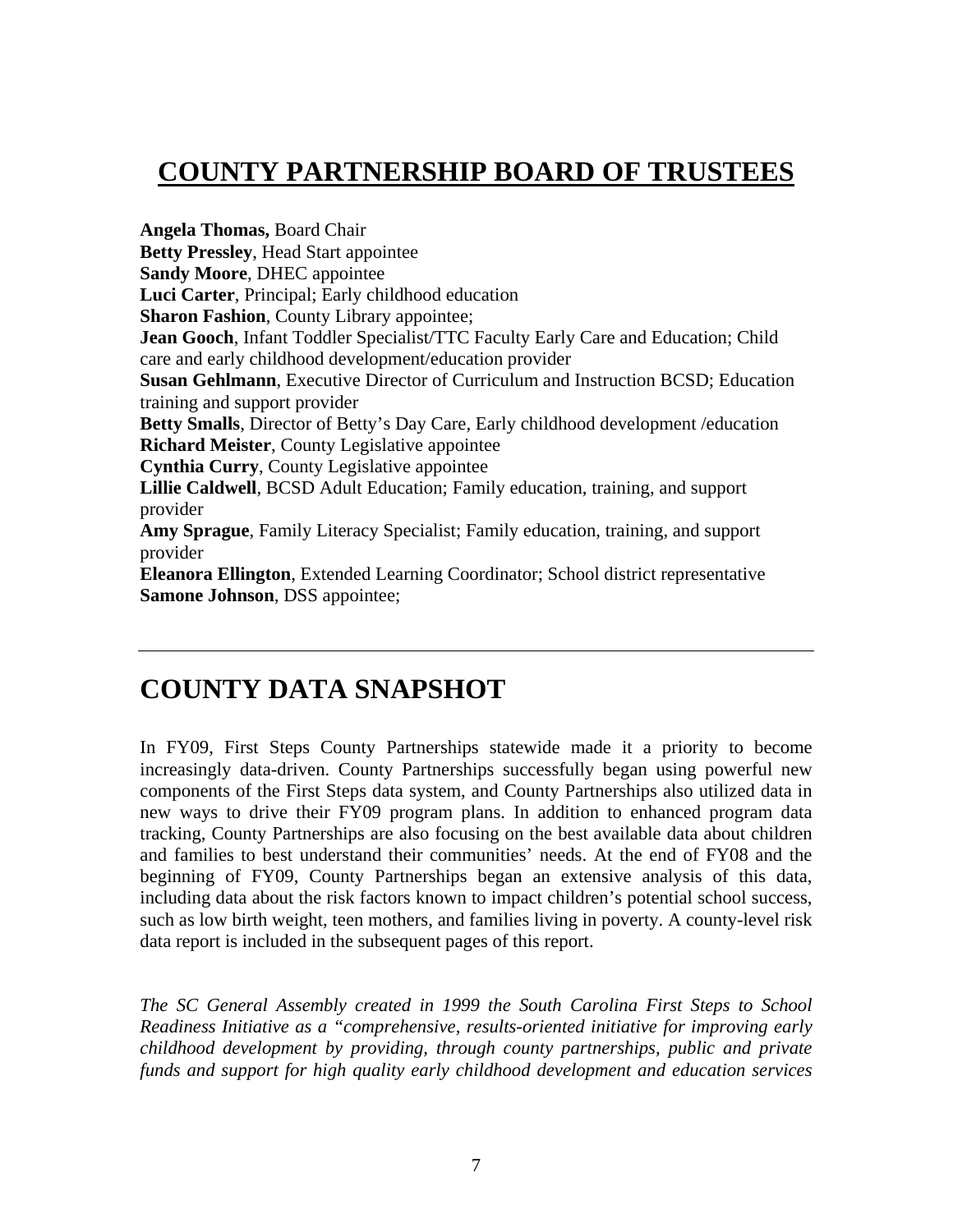# COUNTY PARTNERSHIP BOARD OF TRUSTEES

**Angela Thomas,** Board Chair
**Betty Pressley**, Head Start appointee
**Sandy Moore**, DHEC appointee
**Luci Carter**, Principal; Early childhood education
**Sharon Fashion**, County Library appointee;
**Jean Gooch**, Infant Toddler Specialist/TTC Faculty Early Care and Education; Child care and early childhood development/education provider
**Susan Gehlmann**, Executive Director of Curriculum and Instruction BCSD; Education training and support provider
**Betty Smalls**, Director of Betty's Day Care, Early childhood development /education
**Richard Meister**, County Legislative appointee
**Cynthia Curry**, County Legislative appointee
**Lillie Caldwell**, BCSD Adult Education; Family education, training, and support provider
**Amy Sprague**, Family Literacy Specialist; Family education, training, and support provider
**Eleanora Ellington**, Extended Learning Coordinator; School district representative
**Samone Johnson**, DSS appointee;

---

# COUNTY DATA SNAPSHOT

In FY09, First Steps County Partnerships statewide made it a priority to become increasingly data-driven. County Partnerships successfully began using powerful new components of the First Steps data system, and County Partnerships also utilized data in new ways to drive their FY09 program plans. In addition to enhanced program data tracking, County Partnerships are also focusing on the best available data about children and families to best understand their communities' needs. At the end of FY08 and the beginning of FY09, County Partnerships began an extensive analysis of this data, including data about the risk factors known to impact children's potential school success, such as low birth weight, teen mothers, and families living in poverty. A county-level risk data report is included in the subsequent pages of this report.

*The SC General Assembly created in 1999 the South Carolina First Steps to School Readiness Initiative as a "comprehensive, results-oriented initiative for improving early childhood development by providing, through county partnerships, public and private funds and support for high quality early childhood development and education services*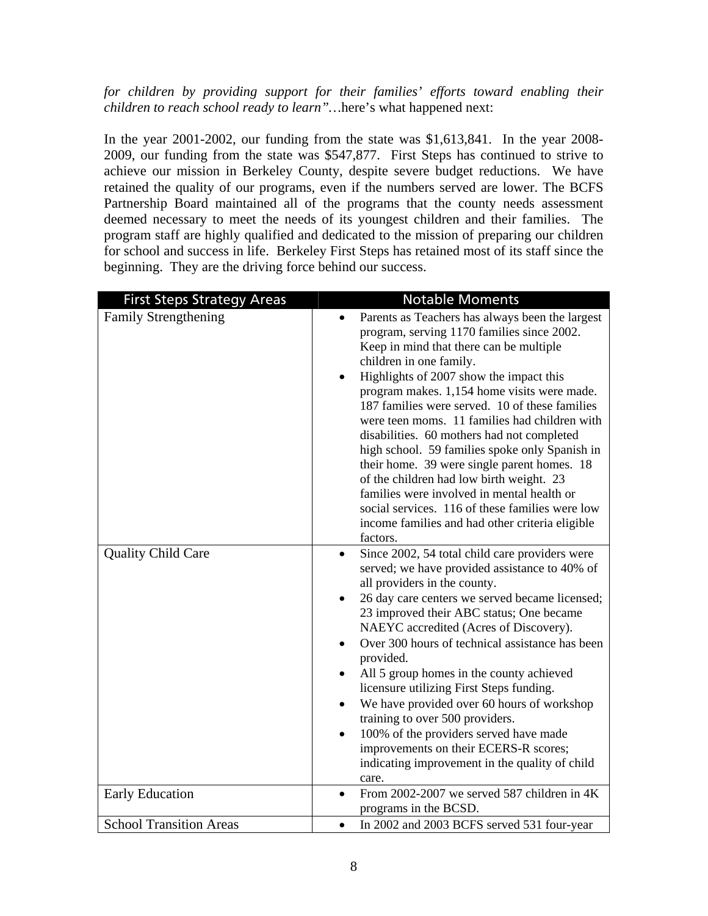*for children by providing support for their families' efforts toward enabling their children to reach school ready to learn"*…here's what happened next:

In the year 2001-2002, our funding from the state was $1,613,841. In the year 2008-2009, our funding from the state was $547,877. First Steps has continued to strive to achieve our mission in Berkeley County, despite severe budget reductions. We have retained the quality of our programs, even if the numbers served are lower. The BCFS Partnership Board maintained all of the programs that the county needs assessment deemed necessary to meet the needs of its youngest children and their families. The program staff are highly qualified and dedicated to the mission of preparing our children for school and success in life. Berkeley First Steps has retained most of its staff since the beginning. They are the driving force behind our success.

| First Steps Strategy Areas | Notable Moments |
|---|---|
| Family Strengthening | • Parents as Teachers has always been the largest program, serving 1170 families since 2002. Keep in mind that there can be multiple children in one family.<br>• Highlights of 2007 show the impact this program makes. 1,154 home visits were made. 187 families were served. 10 of these families were teen moms. 11 families had children with disabilities. 60 mothers had not completed high school. 59 families spoke only Spanish in their home. 39 were single parent homes. 18 of the children had low birth weight. 23 families were involved in mental health or social services. 116 of these families were low income families and had other criteria eligible factors. |
| Quality Child Care | • Since 2002, 54 total child care providers were served; we have provided assistance to 40% of all providers in the county.<br>• 26 day care centers we served became licensed; 23 improved their ABC status; One became NAEYC accredited (Acres of Discovery).<br>• Over 300 hours of technical assistance has been provided.<br>• All 5 group homes in the county achieved licensure utilizing First Steps funding.<br>• We have provided over 60 hours of workshop training to over 500 providers.<br>• 100% of the providers served have made improvements on their ECERS-R scores; indicating improvement in the quality of child care. |
| Early Education | • From 2002-2007 we served 587 children in 4K programs in the BCSD. |
| School Transition Areas | • In 2002 and 2003 BCFS served 531 four-year |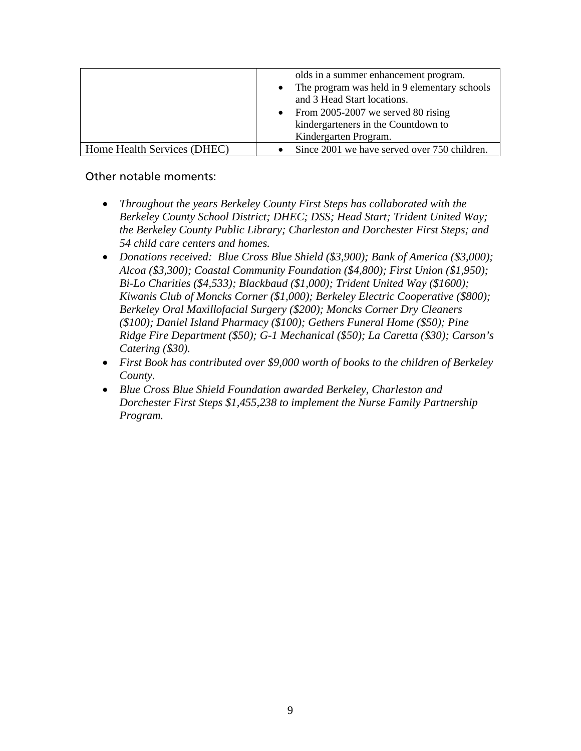| | |
|---|---|
| | olds in a summer enhancement program.<br>• The program was held in 9 elementary schools and 3 Head Start locations.<br>• From 2005-2007 we served 80 rising kindergarteners in the Countdown to Kindergarten Program. |
| Home Health Services (DHEC) | • Since 2001 we have served over 750 children. |

Other notable moments:

- *Throughout the years Berkeley County First Steps has collaborated with the Berkeley County School District; DHEC; DSS; Head Start; Trident United Way; the Berkeley County Public Library; Charleston and Dorchester First Steps; and 54 child care centers and homes.*
- *Donations received: Blue Cross Blue Shield ($3,900); Bank of America ($3,000); Alcoa ($3,300); Coastal Community Foundation ($4,800); First Union ($1,950); Bi-Lo Charities ($4,533); Blackbaud ($1,000); Trident United Way ($1600); Kiwanis Club of Moncks Corner ($1,000); Berkeley Electric Cooperative ($800); Berkeley Oral Maxillofacial Surgery ($200); Moncks Corner Dry Cleaners ($100); Daniel Island Pharmacy ($100); Gethers Funeral Home ($50); Pine Ridge Fire Department ($50); G-1 Mechanical ($50); La Caretta ($30); Carson's Catering ($30).*
- *First Book has contributed over $9,000 worth of books to the children of Berkeley County.*
- *Blue Cross Blue Shield Foundation awarded Berkeley, Charleston and Dorchester First Steps $1,455,238 to implement the Nurse Family Partnership Program.*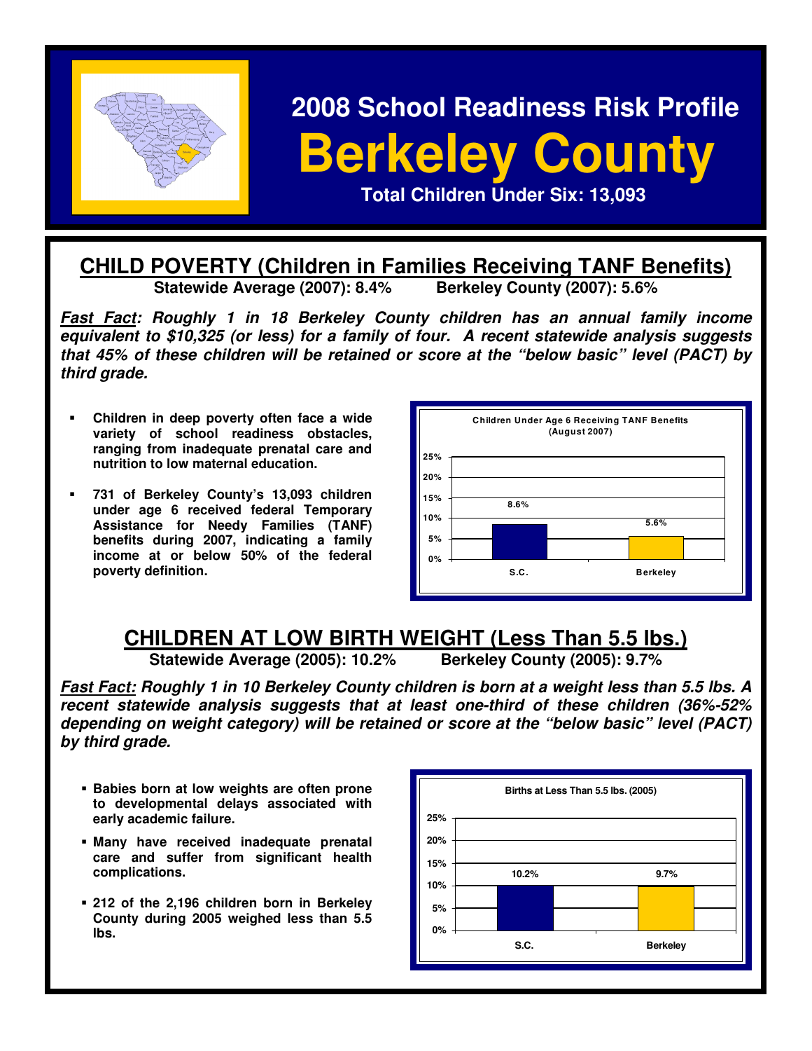# 2008 School Readiness Risk Profile

# Berkeley County

**Total Children Under Six: 13,093**

## CHILD POVERTY (Children in Families Receiving TANF Benefits)

**Statewide Average (2007): 8.4%** **Berkeley County (2007): 5.6%**

***Fast Fact*: *Roughly 1 in 18 Berkeley County children has an annual family income equivalent to $10,325 (or less) for a family of four. A recent statewide analysis suggests that 45% of these children will be retained or score at the "below basic" level (PACT) by third grade.***

- **Children in deep poverty often face a wide variety of school readiness obstacles, ranging from inadequate prenatal care and nutrition to low maternal education.**
- **731 of Berkeley County's 13,093 children under age 6 received federal Temporary Assistance for Needy Families (TANF) benefits during 2007, indicating a family income at or below 50% of the federal poverty definition.**

Children Under Age 6 Receiving TANF Benefits (August 2007)

25%
20%
15%
10%
5%
0%

8.6%
5.6%

S.C.
Berkeley

## CHILDREN AT LOW BIRTH WEIGHT (Less Than 5.5 lbs.)

**Statewide Average (2005): 10.2%** **Berkeley County (2005): 9.7%**

***Fast Fact:* *Roughly 1 in 10 Berkeley County children is born at a weight less than 5.5 lbs. A recent statewide analysis suggests that at least one-third of these children (36%-52% depending on weight category) will be retained or score at the "below basic" level (PACT) by third grade.***

- **Babies born at low weights are often prone to developmental delays associated with early academic failure.**
- **Many have received inadequate prenatal care and suffer from significant health complications.**
- **212 of the 2,196 children born in Berkeley County during 2005 weighed less than 5.5 lbs.**

Births at Less Than 5.5 lbs. (2005)

25%
20%
15%
10%
5%
0%

10.2%
9.7%

S.C.
Berkeley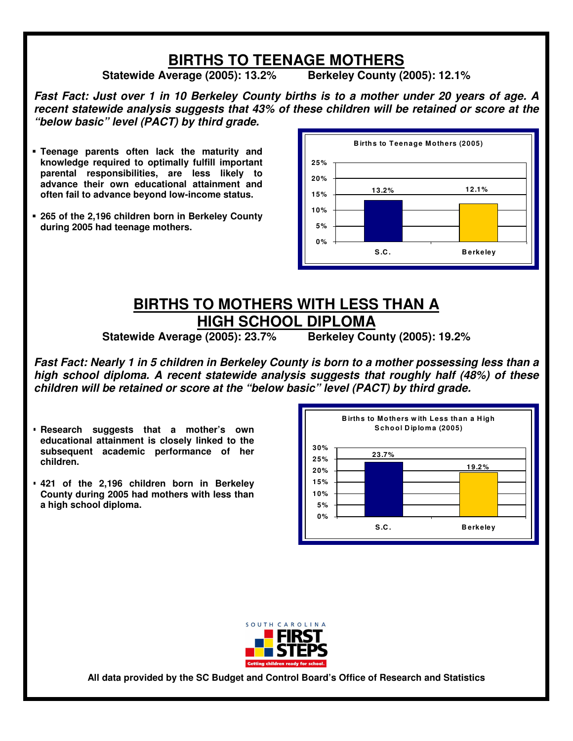# BIRTHS TO TEENAGE MOTHERS

**Statewide Average (2005): 13.2%　　Berkeley County (2005): 12.1%**

***Fast Fact: Just over 1 in 10 Berkeley County births is to a mother under 20 years of age. A recent statewide analysis suggests that 43% of these children will be retained or score at the "below basic" level (PACT) by third grade.***

- **Teenage parents often lack the maturity and knowledge required to optimally fulfill important parental responsibilities, are less likely to advance their own educational attainment and often fail to advance beyond low-income status.**
- **265 of the 2,196 children born in Berkeley County during 2005 had teenage mothers.**

Births to Teenage Mothers (2005)

25%
20%
15%
10%
5%
0%

13.2%
12.1%

S.C.
Berkeley

# BIRTHS TO MOTHERS WITH LESS THAN A HIGH SCHOOL DIPLOMA

**Statewide Average (2005): 23.7%　　Berkeley County (2005): 19.2%**

***Fast Fact: Nearly 1 in 5 children in Berkeley County is born to a mother possessing less than a high school diploma. A recent statewide analysis suggests that roughly half (48%) of these children will be retained or score at the "below basic" level (PACT) by third grade.***

- **Research suggests that a mother's own educational attainment is closely linked to the subsequent academic performance of her children.**
- **421 of the 2,196 children born in Berkeley County during 2005 had mothers with less than a high school diploma.**

Births to Mothers with Less than a High School Diploma (2005)

30%
25%
20%
15%
10%
5%
0%

23.7%
19.2%

S.C.
Berkeley

SOUTH CAROLINA FIRST STEPS
Getting children ready for school.

**All data provided by the SC Budget and Control Board's Office of Research and Statistics**